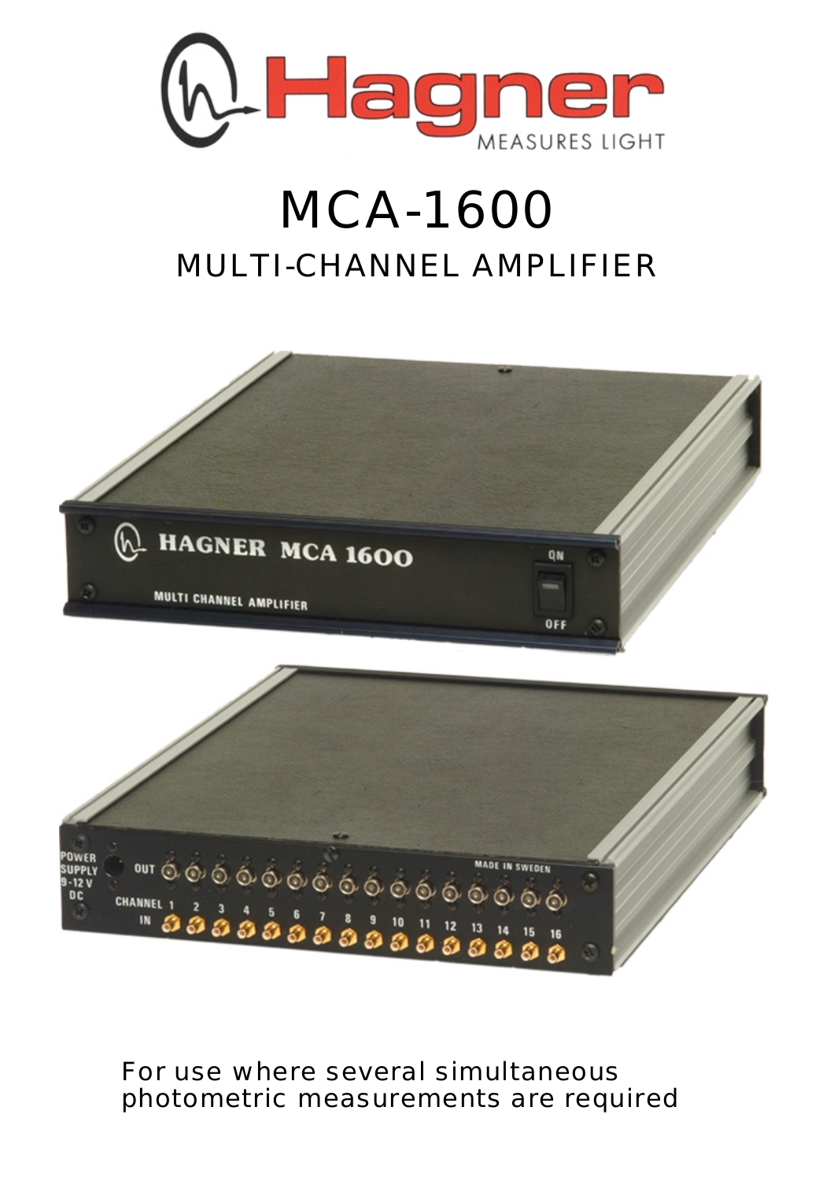Hagner

MEASURES LIGHT

# MCA-1600

## MULTI-CHANNEL AMPLIFIER

For use where several simultaneous photometric measurements are required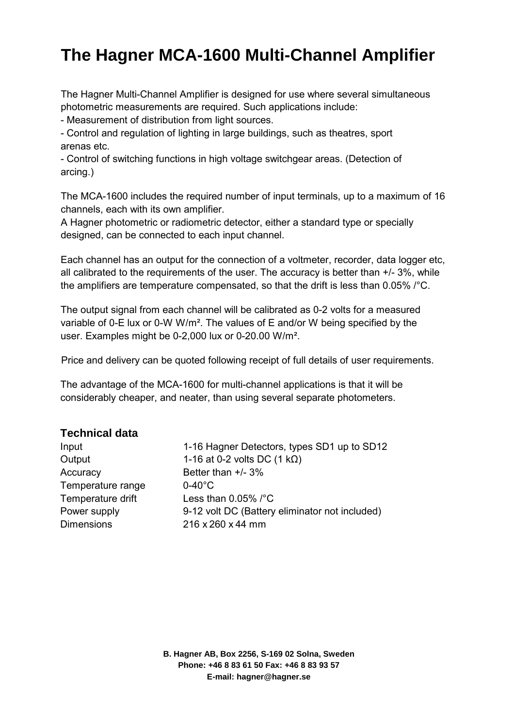# The Hagner MCA-1600 Multi-Channel Amplifier

The Hagner Multi-Channel Amplifier is designed for use where several simultaneous photometric measurements are required. Such applications include:

- Measurement of distribution from light sources.
- Control and regulation of lighting in large buildings, such as theatres, sport arenas etc.
- Control of switching functions in high voltage switchgear areas. (Detection of arcing.)

The MCA-1600 includes the required number of input terminals, up to a maximum of 16 channels, each with its own amplifier.
A Hagner photometric or radiometric detector, either a standard type or specially designed, can be connected to each input channel.

Each channel has an output for the connection of a voltmeter, recorder, data logger etc, all calibrated to the requirements of the user. The accuracy is better than +/- 3%, while the amplifiers are temperature compensated, so that the drift is less than 0.05% /°C.

The output signal from each channel will be calibrated as 0-2 volts for a measured variable of 0-E lux or 0-W W/m². The values of E and/or W being specified by the user. Examples might be 0-2,000 lux or 0-20.00 W/m².

Price and delivery can be quoted following receipt of full details of user requirements.

The advantage of the MCA-1600 for multi-channel applications is that it will be considerably cheaper, and neater, than using several separate photometers.

### Technical data

| | |
|---|---|
| Input | 1-16 Hagner Detectors, types SD1 up to SD12 |
| Output | 1-16 at 0-2 volts DC (1 kΩ) |
| Accuracy | Better than +/- 3% |
| Temperature range | 0-40°C |
| Temperature drift | Less than 0.05% /°C |
| Power supply | 9-12 volt DC (Battery eliminator not included) |
| Dimensions | 216 x 260 x 44 mm |

**B. Hagner AB, Box 2256, S-169 02 Solna, Sweden**
**Phone: +46 8 83 61 50 Fax: +46 8 83 93 57**
**E-mail: hagner@hagner.se**